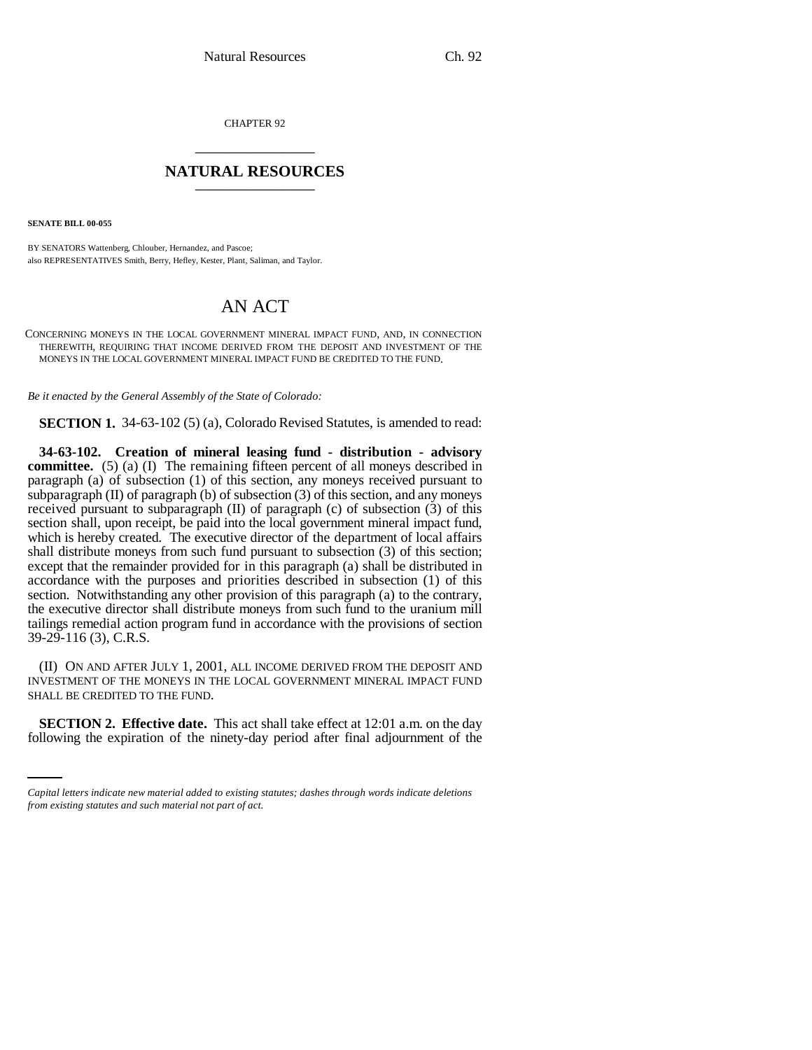CHAPTER 92

## NATURAL RESOURCES

**SENATE BILL 00-055**

BY SENATORS Wattenberg, Chlouber, Hernandez, and Pascoe;
also REPRESENTATIVES Smith, Berry, Hefley, Kester, Plant, Saliman, and Taylor.

# AN ACT

CONCERNING MONEYS IN THE LOCAL GOVERNMENT MINERAL IMPACT FUND, AND, IN CONNECTION THEREWITH, REQUIRING THAT INCOME DERIVED FROM THE DEPOSIT AND INVESTMENT OF THE MONEYS IN THE LOCAL GOVERNMENT MINERAL IMPACT FUND BE CREDITED TO THE FUND.

*Be it enacted by the General Assembly of the State of Colorado:*

**SECTION 1.** 34-63-102 (5) (a), Colorado Revised Statutes, is amended to read:

**34-63-102. Creation of mineral leasing fund - distribution - advisory committee.** (5) (a) (I) The remaining fifteen percent of all moneys described in paragraph (a) of subsection (1) of this section, any moneys received pursuant to subparagraph (II) of paragraph (b) of subsection (3) of this section, and any moneys received pursuant to subparagraph (II) of paragraph (c) of subsection (3) of this section shall, upon receipt, be paid into the local government mineral impact fund, which is hereby created. The executive director of the department of local affairs shall distribute moneys from such fund pursuant to subsection (3) of this section; except that the remainder provided for in this paragraph (a) shall be distributed in accordance with the purposes and priorities described in subsection (1) of this section. Notwithstanding any other provision of this paragraph (a) to the contrary, the executive director shall distribute moneys from such fund to the uranium mill tailings remedial action program fund in accordance with the provisions of section 39-29-116 (3), C.R.S.

(II) ON AND AFTER JULY 1, 2001, ALL INCOME DERIVED FROM THE DEPOSIT AND INVESTMENT OF THE MONEYS IN THE LOCAL GOVERNMENT MINERAL IMPACT FUND SHALL BE CREDITED TO THE FUND.

**SECTION 2. Effective date.** This act shall take effect at 12:01 a.m. on the day following the expiration of the ninety-day period after final adjournment of the

*Capital letters indicate new material added to existing statutes; dashes through words indicate deletions from existing statutes and such material not part of act.*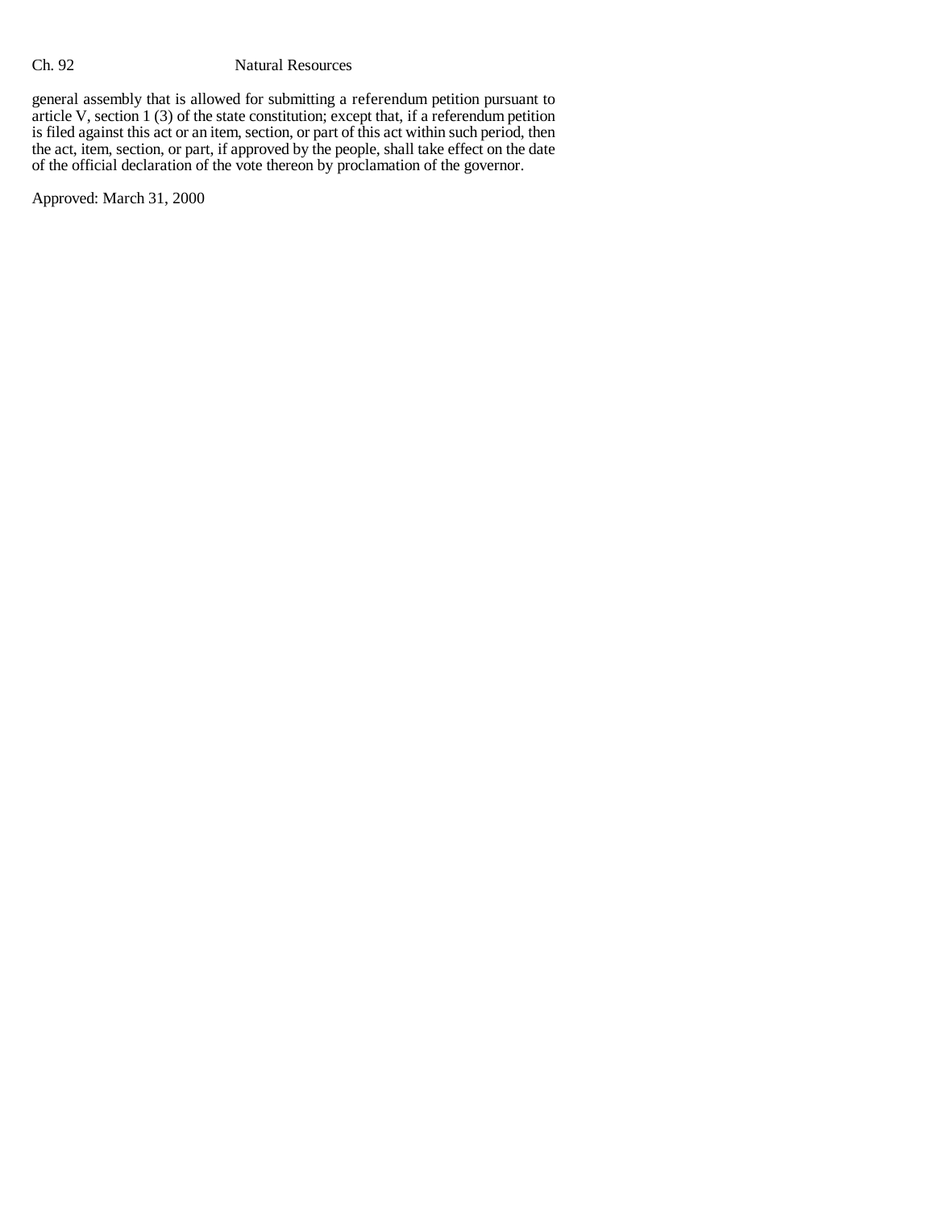general assembly that is allowed for submitting a referendum petition pursuant to article V, section 1 (3) of the state constitution; except that, if a referendum petition is filed against this act or an item, section, or part of this act within such period, then the act, item, section, or part, if approved by the people, shall take effect on the date of the official declaration of the vote thereon by proclamation of the governor.

Approved: March 31, 2000